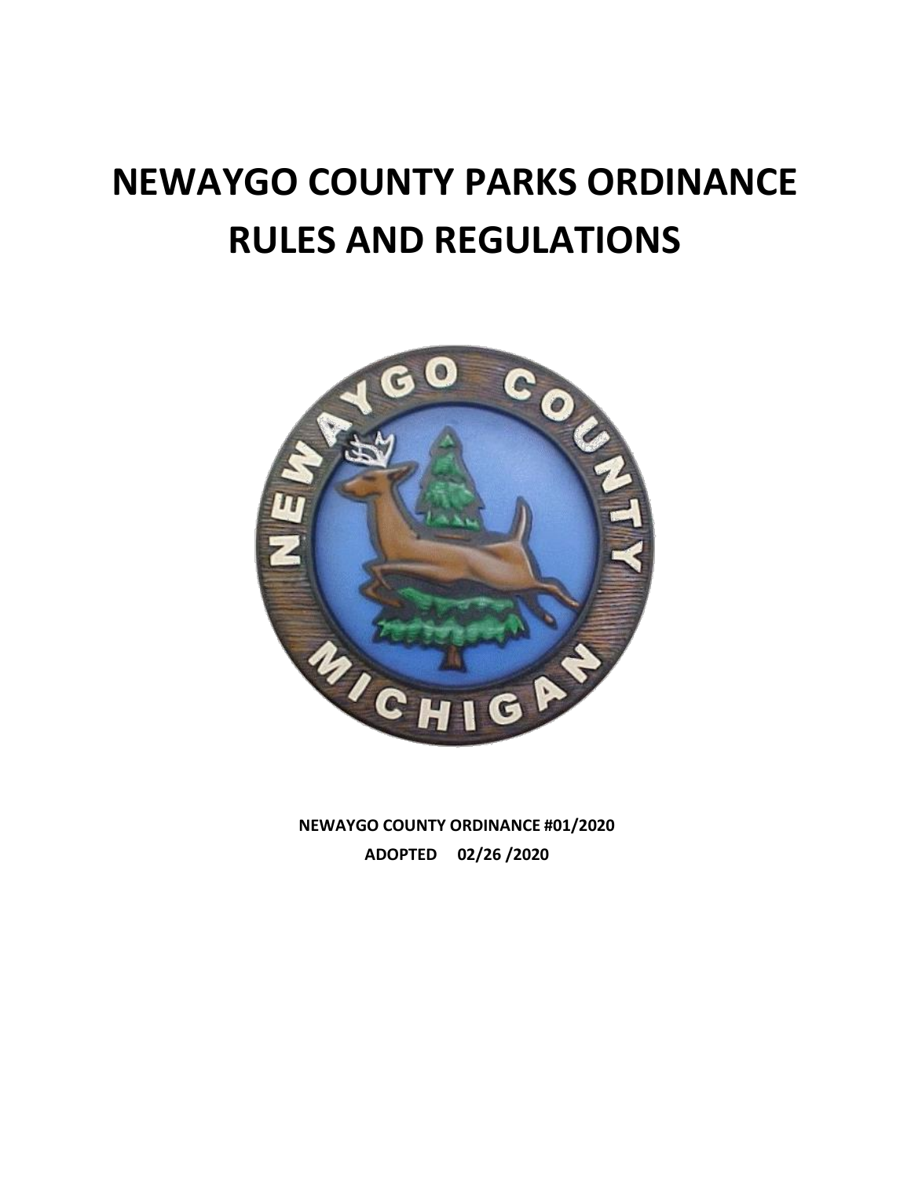# NEWAYGO COUNTY PARKS ORDINANCE RULES AND REGULATIONS

**NEWAYGO COUNTY ORDINANCE #01/2020**

**ADOPTED 02/26 /2020**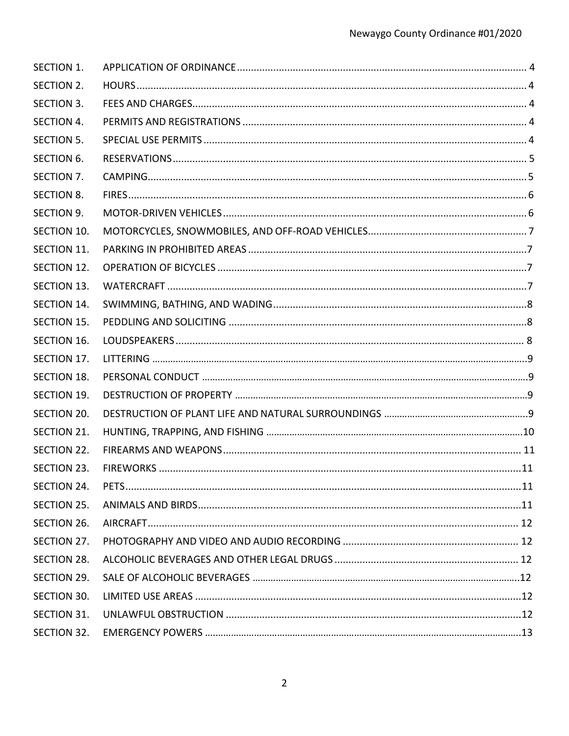| | | |
|---|---|---|
| SECTION 1. | APPLICATION OF ORDINANCE | 4 |
| SECTION 2. | HOURS | 4 |
| SECTION 3. | FEES AND CHARGES | 4 |
| SECTION 4. | PERMITS AND REGISTRATIONS | 4 |
| SECTION 5. | SPECIAL USE PERMITS | 4 |
| SECTION 6. | RESERVATIONS | 5 |
| SECTION 7. | CAMPING | 5 |
| SECTION 8. | FIRES | 6 |
| SECTION 9. | MOTOR-DRIVEN VEHICLES | 6 |
| SECTION 10. | MOTORCYCLES, SNOWMOBILES, AND OFF-ROAD VEHICLES | 7 |
| SECTION 11. | PARKING IN PROHIBITED AREAS | 7 |
| SECTION 12. | OPERATION OF BICYCLES | 7 |
| SECTION 13. | WATERCRAFT | 7 |
| SECTION 14. | SWIMMING, BATHING, AND WADING | 8 |
| SECTION 15. | PEDDLING AND SOLICITING | 8 |
| SECTION 16. | LOUDSPEAKERS | 8 |
| SECTION 17. | LITTERING | 9 |
| SECTION 18. | PERSONAL CONDUCT | 9 |
| SECTION 19. | DESTRUCTION OF PROPERTY | 9 |
| SECTION 20. | DESTRUCTION OF PLANT LIFE AND NATURAL SURROUNDINGS | 9 |
| SECTION 21. | HUNTING, TRAPPING, AND FISHING | 10 |
| SECTION 22. | FIREARMS AND WEAPONS | 11 |
| SECTION 23. | FIREWORKS | 11 |
| SECTION 24. | PETS | 11 |
| SECTION 25. | ANIMALS AND BIRDS | 11 |
| SECTION 26. | AIRCRAFT | 12 |
| SECTION 27. | PHOTOGRAPHY AND VIDEO AND AUDIO RECORDING | 12 |
| SECTION 28. | ALCOHOLIC BEVERAGES AND OTHER LEGAL DRUGS | 12 |
| SECTION 29. | SALE OF ALCOHOLIC BEVERAGES | 12 |
| SECTION 30. | LIMITED USE AREAS | 12 |
| SECTION 31. | UNLAWFUL OBSTRUCTION | 12 |
| SECTION 32. | EMERGENCY POWERS | 13 |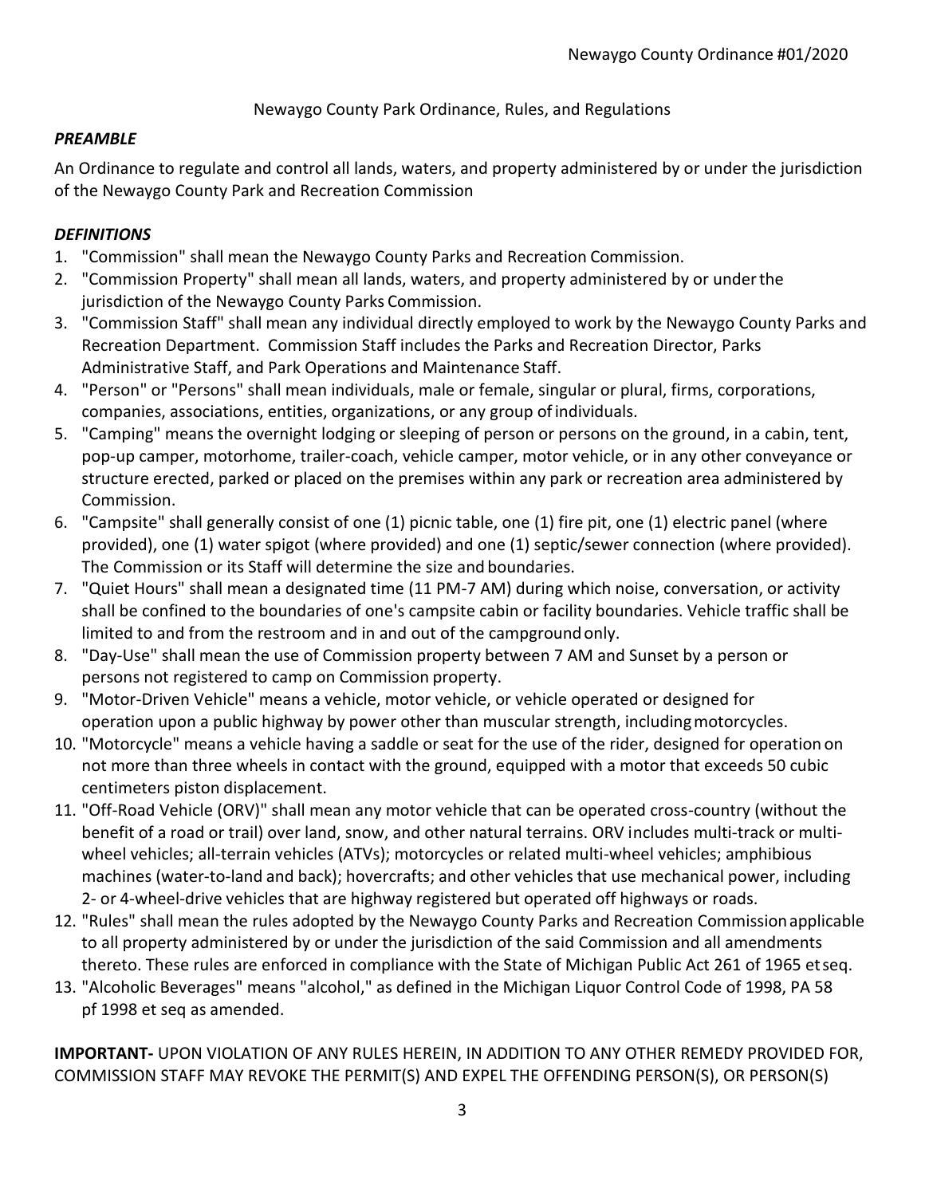Newaygo County Ordinance #01/2020

Newaygo County Park Ordinance, Rules, and Regulations

***PREAMBLE***

An Ordinance to regulate and control all lands, waters, and property administered by or under the jurisdiction of the Newaygo County Park and Recreation Commission

***DEFINITIONS***

1. "Commission" shall mean the Newaygo County Parks and Recreation Commission.
2. "Commission Property" shall mean all lands, waters, and property administered by or under the jurisdiction of the Newaygo County Parks Commission.
3. "Commission Staff" shall mean any individual directly employed to work by the Newaygo County Parks and Recreation Department. Commission Staff includes the Parks and Recreation Director, Parks Administrative Staff, and Park Operations and Maintenance Staff.
4. "Person" or "Persons" shall mean individuals, male or female, singular or plural, firms, corporations, companies, associations, entities, organizations, or any group of individuals.
5. "Camping" means the overnight lodging or sleeping of person or persons on the ground, in a cabin, tent, pop-up camper, motorhome, trailer-coach, vehicle camper, motor vehicle, or in any other conveyance or structure erected, parked or placed on the premises within any park or recreation area administered by Commission.
6. "Campsite" shall generally consist of one (1) picnic table, one (1) fire pit, one (1) electric panel (where provided), one (1) water spigot (where provided) and one (1) septic/sewer connection (where provided). The Commission or its Staff will determine the size and boundaries.
7. "Quiet Hours" shall mean a designated time (11 PM-7 AM) during which noise, conversation, or activity shall be confined to the boundaries of one's campsite cabin or facility boundaries. Vehicle traffic shall be limited to and from the restroom and in and out of the campground only.
8. "Day-Use" shall mean the use of Commission property between 7 AM and Sunset by a person or persons not registered to camp on Commission property.
9. "Motor-Driven Vehicle" means a vehicle, motor vehicle, or vehicle operated or designed for operation upon a public highway by power other than muscular strength, including motorcycles.
10. "Motorcycle" means a vehicle having a saddle or seat for the use of the rider, designed for operation on not more than three wheels in contact with the ground, equipped with a motor that exceeds 50 cubic centimeters piston displacement.
11. "Off-Road Vehicle (ORV)" shall mean any motor vehicle that can be operated cross-country (without the benefit of a road or trail) over land, snow, and other natural terrains. ORV includes multi-track or multi-wheel vehicles; all-terrain vehicles (ATVs); motorcycles or related multi-wheel vehicles; amphibious machines (water-to-land and back); hovercrafts; and other vehicles that use mechanical power, including 2- or 4-wheel-drive vehicles that are highway registered but operated off highways or roads.
12. "Rules" shall mean the rules adopted by the Newaygo County Parks and Recreation Commission applicable to all property administered by or under the jurisdiction of the said Commission and all amendments thereto. These rules are enforced in compliance with the State of Michigan Public Act 261 of 1965 et seq.
13. "Alcoholic Beverages" means "alcohol," as defined in the Michigan Liquor Control Code of 1998, PA 58 pf 1998 et seq as amended.

**IMPORTANT-** UPON VIOLATION OF ANY RULES HEREIN, IN ADDITION TO ANY OTHER REMEDY PROVIDED FOR, COMMISSION STAFF MAY REVOKE THE PERMIT(S) AND EXPEL THE OFFENDING PERSON(S), OR PERSON(S)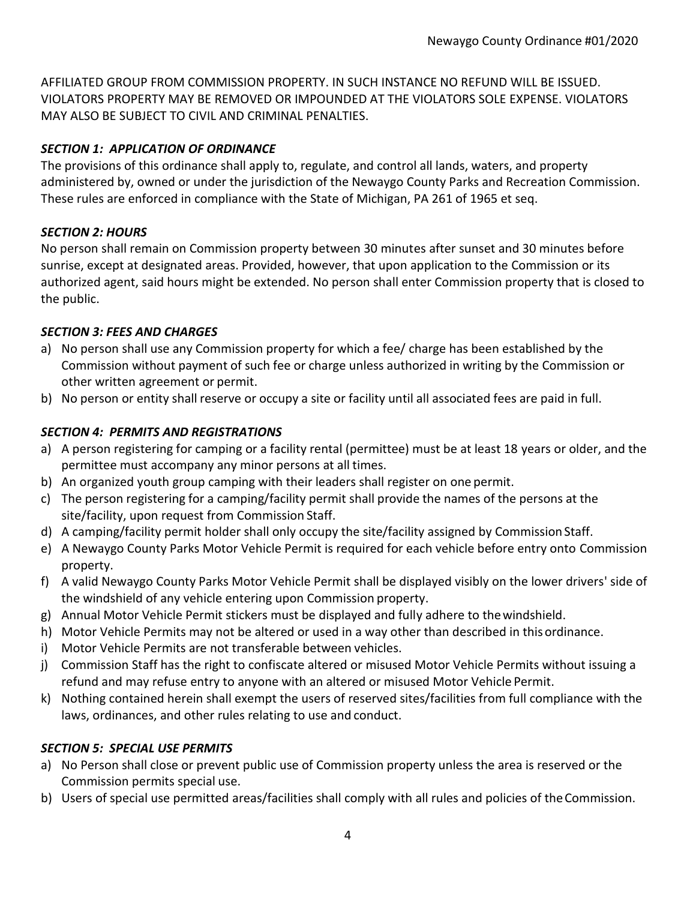AFFILIATED GROUP FROM COMMISSION PROPERTY. IN SUCH INSTANCE NO REFUND WILL BE ISSUED. VIOLATORS PROPERTY MAY BE REMOVED OR IMPOUNDED AT THE VIOLATORS SOLE EXPENSE. VIOLATORS MAY ALSO BE SUBJECT TO CIVIL AND CRIMINAL PENALTIES.

### *SECTION 1: APPLICATION OF ORDINANCE*

The provisions of this ordinance shall apply to, regulate, and control all lands, waters, and property administered by, owned or under the jurisdiction of the Newaygo County Parks and Recreation Commission. These rules are enforced in compliance with the State of Michigan, PA 261 of 1965 et seq.

### *SECTION 2: HOURS*

No person shall remain on Commission property between 30 minutes after sunset and 30 minutes before sunrise, except at designated areas. Provided, however, that upon application to the Commission or its authorized agent, said hours might be extended. No person shall enter Commission property that is closed to the public.

### *SECTION 3: FEES AND CHARGES*

a) No person shall use any Commission property for which a fee/ charge has been established by the Commission without payment of such fee or charge unless authorized in writing by the Commission or other written agreement or permit.
b) No person or entity shall reserve or occupy a site or facility until all associated fees are paid in full.

### *SECTION 4: PERMITS AND REGISTRATIONS*

a) A person registering for camping or a facility rental (permittee) must be at least 18 years or older, and the permittee must accompany any minor persons at all times.
b) An organized youth group camping with their leaders shall register on one permit.
c) The person registering for a camping/facility permit shall provide the names of the persons at the site/facility, upon request from Commission Staff.
d) A camping/facility permit holder shall only occupy the site/facility assigned by Commission Staff.
e) A Newaygo County Parks Motor Vehicle Permit is required for each vehicle before entry onto Commission property.
f) A valid Newaygo County Parks Motor Vehicle Permit shall be displayed visibly on the lower drivers' side of the windshield of any vehicle entering upon Commission property.
g) Annual Motor Vehicle Permit stickers must be displayed and fully adhere to the windshield.
h) Motor Vehicle Permits may not be altered or used in a way other than described in this ordinance.
i) Motor Vehicle Permits are not transferable between vehicles.
j) Commission Staff has the right to confiscate altered or misused Motor Vehicle Permits without issuing a refund and may refuse entry to anyone with an altered or misused Motor Vehicle Permit.
k) Nothing contained herein shall exempt the users of reserved sites/facilities from full compliance with the laws, ordinances, and other rules relating to use and conduct.

### *SECTION 5: SPECIAL USE PERMITS*

a) No Person shall close or prevent public use of Commission property unless the area is reserved or the Commission permits special use.
b) Users of special use permitted areas/facilities shall comply with all rules and policies of the Commission.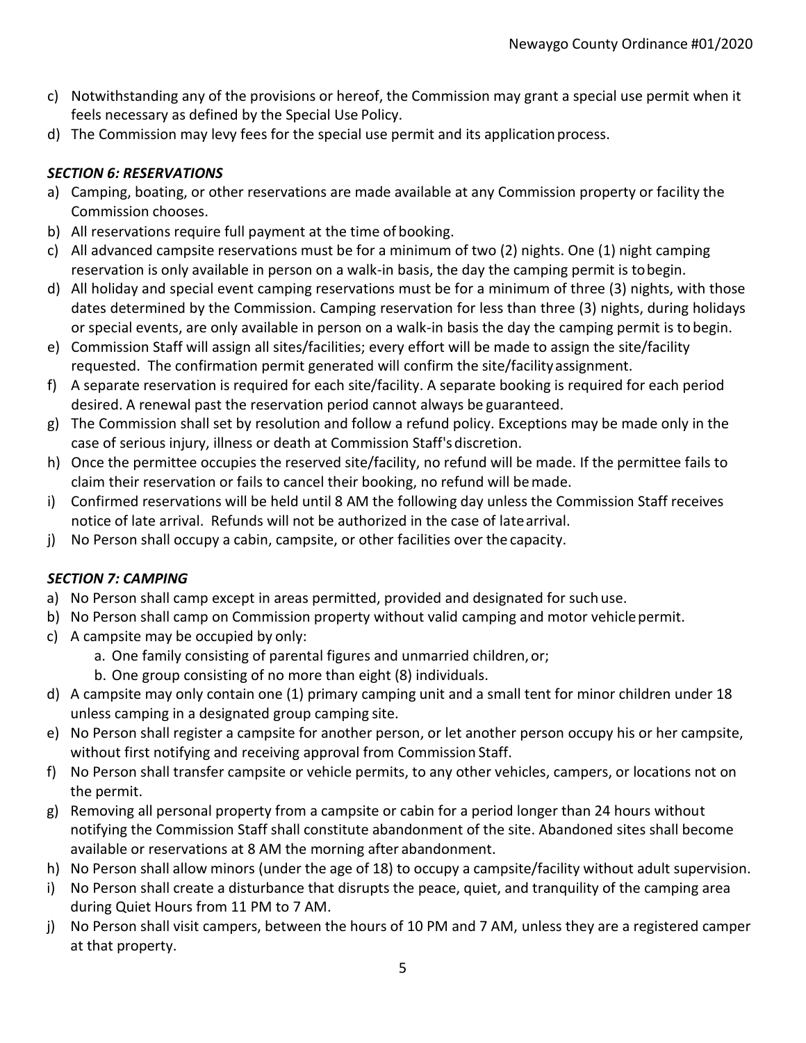c) Notwithstanding any of the provisions or hereof, the Commission may grant a special use permit when it feels necessary as defined by the Special Use Policy.
d) The Commission may levy fees for the special use permit and its application process.

### *SECTION 6: RESERVATIONS*

a) Camping, boating, or other reservations are made available at any Commission property or facility the Commission chooses.
b) All reservations require full payment at the time of booking.
c) All advanced campsite reservations must be for a minimum of two (2) nights. One (1) night camping reservation is only available in person on a walk-in basis, the day the camping permit is to begin.
d) All holiday and special event camping reservations must be for a minimum of three (3) nights, with those dates determined by the Commission. Camping reservation for less than three (3) nights, during holidays or special events, are only available in person on a walk-in basis the day the camping permit is to begin.
e) Commission Staff will assign all sites/facilities; every effort will be made to assign the site/facility requested. The confirmation permit generated will confirm the site/facility assignment.
f) A separate reservation is required for each site/facility. A separate booking is required for each period desired. A renewal past the reservation period cannot always be guaranteed.
g) The Commission shall set by resolution and follow a refund policy. Exceptions may be made only in the case of serious injury, illness or death at Commission Staff's discretion.
h) Once the permittee occupies the reserved site/facility, no refund will be made. If the permittee fails to claim their reservation or fails to cancel their booking, no refund will be made.
i) Confirmed reservations will be held until 8 AM the following day unless the Commission Staff receives notice of late arrival. Refunds will not be authorized in the case of late arrival.
j) No Person shall occupy a cabin, campsite, or other facilities over the capacity.

### *SECTION 7: CAMPING*

a) No Person shall camp except in areas permitted, provided and designated for such use.
b) No Person shall camp on Commission property without valid camping and motor vehicle permit.
c) A campsite may be occupied by only:
    a. One family consisting of parental figures and unmarried children, or;
    b. One group consisting of no more than eight (8) individuals.
d) A campsite may only contain one (1) primary camping unit and a small tent for minor children under 18 unless camping in a designated group camping site.
e) No Person shall register a campsite for another person, or let another person occupy his or her campsite, without first notifying and receiving approval from Commission Staff.
f) No Person shall transfer campsite or vehicle permits, to any other vehicles, campers, or locations not on the permit.
g) Removing all personal property from a campsite or cabin for a period longer than 24 hours without notifying the Commission Staff shall constitute abandonment of the site. Abandoned sites shall become available or reservations at 8 AM the morning after abandonment.
h) No Person shall allow minors (under the age of 18) to occupy a campsite/facility without adult supervision.
i) No Person shall create a disturbance that disrupts the peace, quiet, and tranquility of the camping area during Quiet Hours from 11 PM to 7 AM.
j) No Person shall visit campers, between the hours of 10 PM and 7 AM, unless they are a registered camper at that property.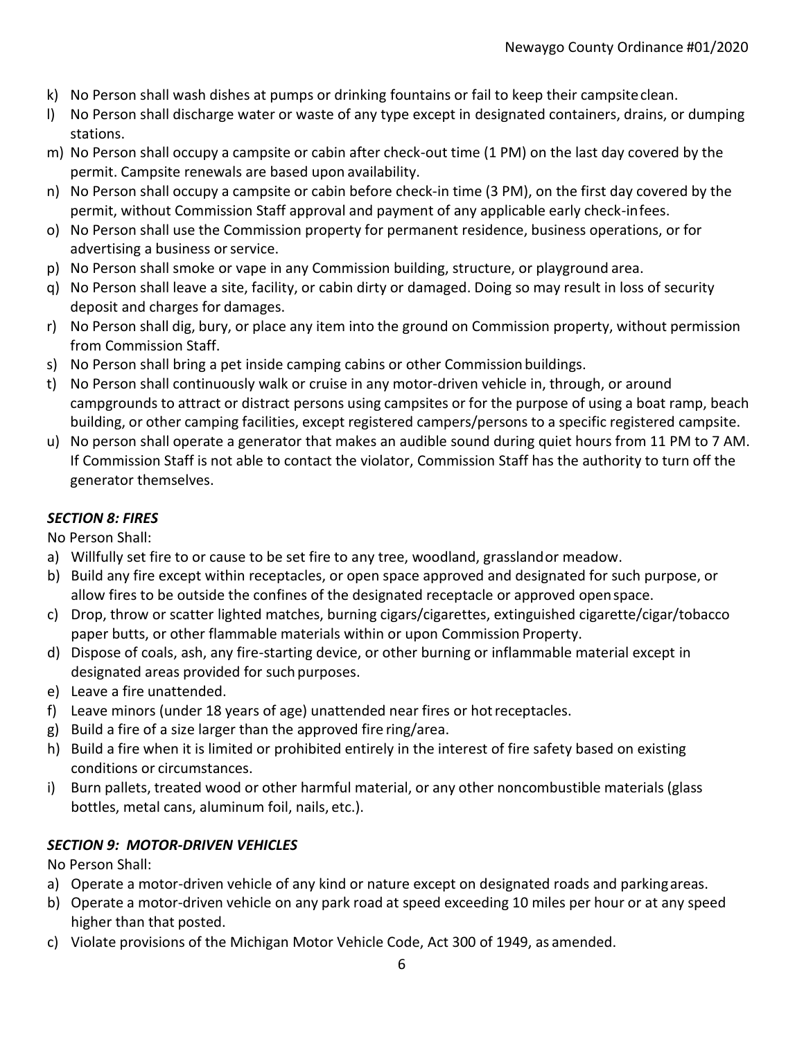k) No Person shall wash dishes at pumps or drinking fountains or fail to keep their campsite clean.
l) No Person shall discharge water or waste of any type except in designated containers, drains, or dumping stations.
m) No Person shall occupy a campsite or cabin after check-out time (1 PM) on the last day covered by the permit. Campsite renewals are based upon availability.
n) No Person shall occupy a campsite or cabin before check-in time (3 PM), on the first day covered by the permit, without Commission Staff approval and payment of any applicable early check-in fees.
o) No Person shall use the Commission property for permanent residence, business operations, or for advertising a business or service.
p) No Person shall smoke or vape in any Commission building, structure, or playground area.
q) No Person shall leave a site, facility, or cabin dirty or damaged. Doing so may result in loss of security deposit and charges for damages.
r) No Person shall dig, bury, or place any item into the ground on Commission property, without permission from Commission Staff.
s) No Person shall bring a pet inside camping cabins or other Commission buildings.
t) No Person shall continuously walk or cruise in any motor-driven vehicle in, through, or around campgrounds to attract or distract persons using campsites or for the purpose of using a boat ramp, beach building, or other camping facilities, except registered campers/persons to a specific registered campsite.
u) No person shall operate a generator that makes an audible sound during quiet hours from 11 PM to 7 AM. If Commission Staff is not able to contact the violator, Commission Staff has the authority to turn off the generator themselves.

### *SECTION 8: FIRES*

No Person Shall:

a) Willfully set fire to or cause to be set fire to any tree, woodland, grassland or meadow.
b) Build any fire except within receptacles, or open space approved and designated for such purpose, or allow fires to be outside the confines of the designated receptacle or approved open space.
c) Drop, throw or scatter lighted matches, burning cigars/cigarettes, extinguished cigarette/cigar/tobacco paper butts, or other flammable materials within or upon Commission Property.
d) Dispose of coals, ash, any fire-starting device, or other burning or inflammable material except in designated areas provided for such purposes.
e) Leave a fire unattended.
f) Leave minors (under 18 years of age) unattended near fires or hot receptacles.
g) Build a fire of a size larger than the approved fire ring/area.
h) Build a fire when it is limited or prohibited entirely in the interest of fire safety based on existing conditions or circumstances.
i) Burn pallets, treated wood or other harmful material, or any other noncombustible materials (glass bottles, metal cans, aluminum foil, nails, etc.).

### *SECTION 9: MOTOR-DRIVEN VEHICLES*

No Person Shall:

a) Operate a motor-driven vehicle of any kind or nature except on designated roads and parking areas.
b) Operate a motor-driven vehicle on any park road at speed exceeding 10 miles per hour or at any speed higher than that posted.
c) Violate provisions of the Michigan Motor Vehicle Code, Act 300 of 1949, as amended.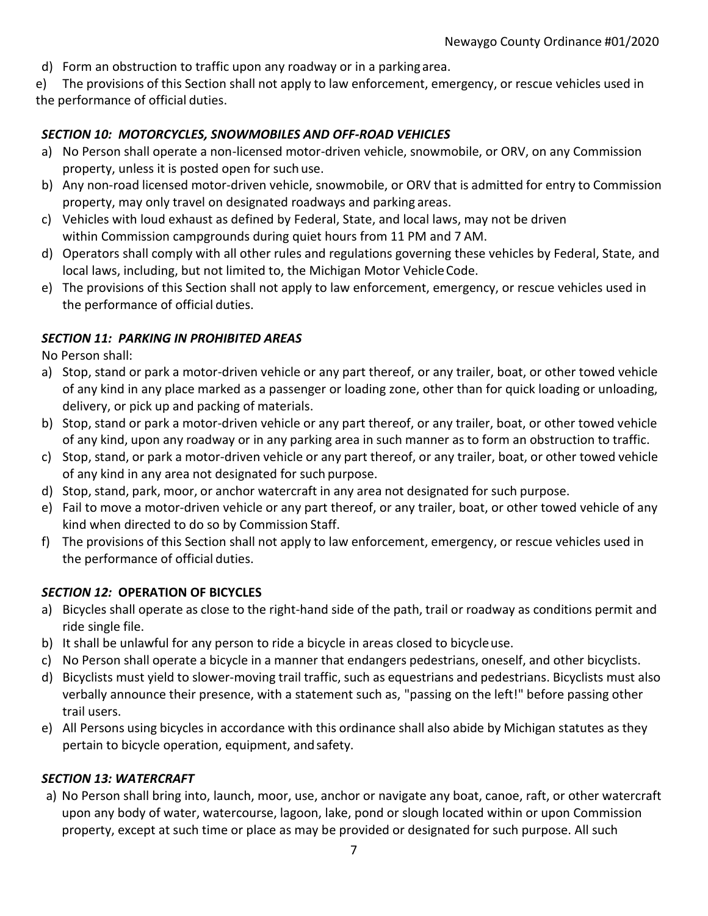d) Form an obstruction to traffic upon any roadway or in a parking area.

e) The provisions of this Section shall not apply to law enforcement, emergency, or rescue vehicles used in the performance of official duties.

### *SECTION 10: MOTORCYCLES, SNOWMOBILES AND OFF-ROAD VEHICLES*

a) No Person shall operate a non-licensed motor-driven vehicle, snowmobile, or ORV, on any Commission property, unless it is posted open for such use.
b) Any non-road licensed motor-driven vehicle, snowmobile, or ORV that is admitted for entry to Commission property, may only travel on designated roadways and parking areas.
c) Vehicles with loud exhaust as defined by Federal, State, and local laws, may not be driven within Commission campgrounds during quiet hours from 11 PM and 7 AM.
d) Operators shall comply with all other rules and regulations governing these vehicles by Federal, State, and local laws, including, but not limited to, the Michigan Motor Vehicle Code.
e) The provisions of this Section shall not apply to law enforcement, emergency, or rescue vehicles used in the performance of official duties.

### *SECTION 11: PARKING IN PROHIBITED AREAS*

No Person shall:

a) Stop, stand or park a motor-driven vehicle or any part thereof, or any trailer, boat, or other towed vehicle of any kind in any place marked as a passenger or loading zone, other than for quick loading or unloading, delivery, or pick up and packing of materials.
b) Stop, stand or park a motor-driven vehicle or any part thereof, or any trailer, boat, or other towed vehicle of any kind, upon any roadway or in any parking area in such manner as to form an obstruction to traffic.
c) Stop, stand, or park a motor-driven vehicle or any part thereof, or any trailer, boat, or other towed vehicle of any kind in any area not designated for such purpose.
d) Stop, stand, park, moor, or anchor watercraft in any area not designated for such purpose.
e) Fail to move a motor-driven vehicle or any part thereof, or any trailer, boat, or other towed vehicle of any kind when directed to do so by Commission Staff.
f) The provisions of this Section shall not apply to law enforcement, emergency, or rescue vehicles used in the performance of official duties.

### *SECTION 12:* **OPERATION OF BICYCLES**

a) Bicycles shall operate as close to the right-hand side of the path, trail or roadway as conditions permit and ride single file.
b) It shall be unlawful for any person to ride a bicycle in areas closed to bicycle use.
c) No Person shall operate a bicycle in a manner that endangers pedestrians, oneself, and other bicyclists.
d) Bicyclists must yield to slower-moving trail traffic, such as equestrians and pedestrians. Bicyclists must also verbally announce their presence, with a statement such as, "passing on the left!" before passing other trail users.
e) All Persons using bicycles in accordance with this ordinance shall also abide by Michigan statutes as they pertain to bicycle operation, equipment, and safety.

### *SECTION 13: WATERCRAFT*

a) No Person shall bring into, launch, moor, use, anchor or navigate any boat, canoe, raft, or other watercraft upon any body of water, watercourse, lagoon, lake, pond or slough located within or upon Commission property, except at such time or place as may be provided or designated for such purpose. All such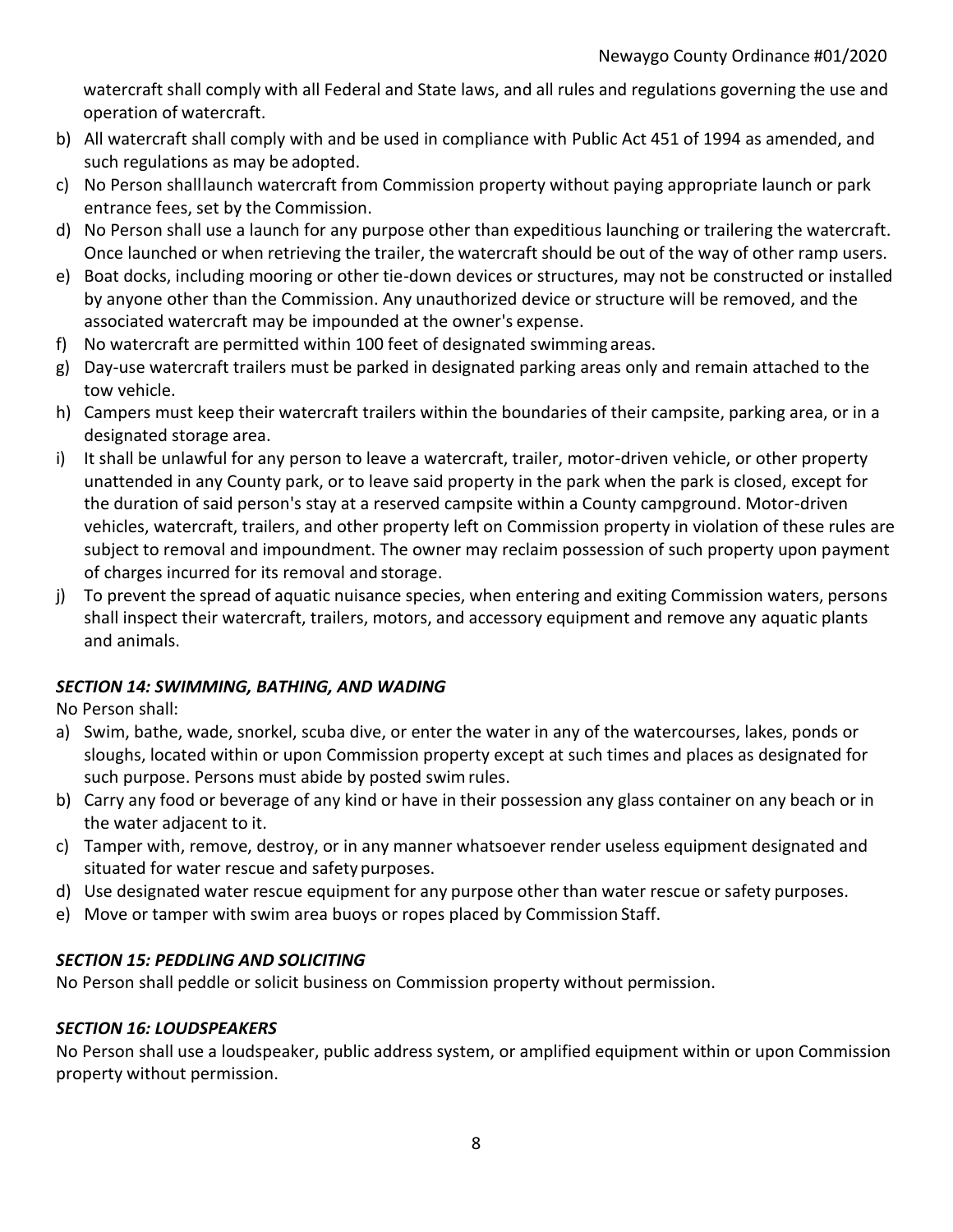watercraft shall comply with all Federal and State laws, and all rules and regulations governing the use and operation of watercraft.

b) All watercraft shall comply with and be used in compliance with Public Act 451 of 1994 as amended, and such regulations as may be adopted.
c) No Person shall launch watercraft from Commission property without paying appropriate launch or park entrance fees, set by the Commission.
d) No Person shall use a launch for any purpose other than expeditious launching or trailering the watercraft. Once launched or when retrieving the trailer, the watercraft should be out of the way of other ramp users.
e) Boat docks, including mooring or other tie-down devices or structures, may not be constructed or installed by anyone other than the Commission. Any unauthorized device or structure will be removed, and the associated watercraft may be impounded at the owner's expense.
f) No watercraft are permitted within 100 feet of designated swimming areas.
g) Day-use watercraft trailers must be parked in designated parking areas only and remain attached to the tow vehicle.
h) Campers must keep their watercraft trailers within the boundaries of their campsite, parking area, or in a designated storage area.
i) It shall be unlawful for any person to leave a watercraft, trailer, motor-driven vehicle, or other property unattended in any County park, or to leave said property in the park when the park is closed, except for the duration of said person's stay at a reserved campsite within a County campground. Motor-driven vehicles, watercraft, trailers, and other property left on Commission property in violation of these rules are subject to removal and impoundment. The owner may reclaim possession of such property upon payment of charges incurred for its removal and storage.
j) To prevent the spread of aquatic nuisance species, when entering and exiting Commission waters, persons shall inspect their watercraft, trailers, motors, and accessory equipment and remove any aquatic plants and animals.

### *SECTION 14: SWIMMING, BATHING, AND WADING*

No Person shall:

a) Swim, bathe, wade, snorkel, scuba dive, or enter the water in any of the watercourses, lakes, ponds or sloughs, located within or upon Commission property except at such times and places as designated for such purpose. Persons must abide by posted swim rules.
b) Carry any food or beverage of any kind or have in their possession any glass container on any beach or in the water adjacent to it.
c) Tamper with, remove, destroy, or in any manner whatsoever render useless equipment designated and situated for water rescue and safety purposes.
d) Use designated water rescue equipment for any purpose other than water rescue or safety purposes.
e) Move or tamper with swim area buoys or ropes placed by Commission Staff.

### *SECTION 15: PEDDLING AND SOLICITING*

No Person shall peddle or solicit business on Commission property without permission.

### *SECTION 16: LOUDSPEAKERS*

No Person shall use a loudspeaker, public address system, or amplified equipment within or upon Commission property without permission.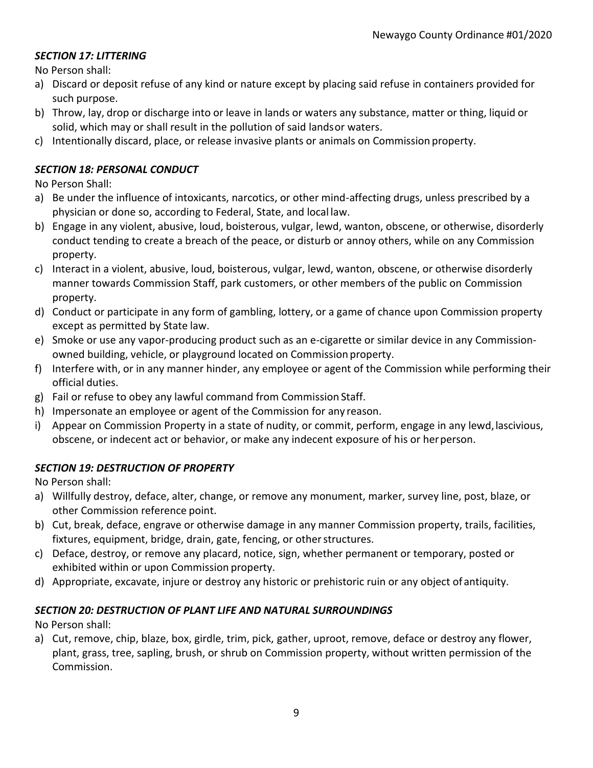### *SECTION 17: LITTERING*

No Person shall:

a) Discard or deposit refuse of any kind or nature except by placing said refuse in containers provided for such purpose.
b) Throw, lay, drop or discharge into or leave in lands or waters any substance, matter or thing, liquid or solid, which may or shall result in the pollution of said lands or waters.
c) Intentionally discard, place, or release invasive plants or animals on Commission property.

### *SECTION 18: PERSONAL CONDUCT*

No Person Shall:

a) Be under the influence of intoxicants, narcotics, or other mind-affecting drugs, unless prescribed by a physician or done so, according to Federal, State, and local law.
b) Engage in any violent, abusive, loud, boisterous, vulgar, lewd, wanton, obscene, or otherwise, disorderly conduct tending to create a breach of the peace, or disturb or annoy others, while on any Commission property.
c) Interact in a violent, abusive, loud, boisterous, vulgar, lewd, wanton, obscene, or otherwise disorderly manner towards Commission Staff, park customers, or other members of the public on Commission property.
d) Conduct or participate in any form of gambling, lottery, or a game of chance upon Commission property except as permitted by State law.
e) Smoke or use any vapor-producing product such as an e-cigarette or similar device in any Commission-owned building, vehicle, or playground located on Commission property.
f) Interfere with, or in any manner hinder, any employee or agent of the Commission while performing their official duties.
g) Fail or refuse to obey any lawful command from Commission Staff.
h) Impersonate an employee or agent of the Commission for any reason.
i) Appear on Commission Property in a state of nudity, or commit, perform, engage in any lewd, lascivious, obscene, or indecent act or behavior, or make any indecent exposure of his or her person.

### *SECTION 19: DESTRUCTION OF PROPERTY*

No Person shall:

a) Willfully destroy, deface, alter, change, or remove any monument, marker, survey line, post, blaze, or other Commission reference point.
b) Cut, break, deface, engrave or otherwise damage in any manner Commission property, trails, facilities, fixtures, equipment, bridge, drain, gate, fencing, or other structures.
c) Deface, destroy, or remove any placard, notice, sign, whether permanent or temporary, posted or exhibited within or upon Commission property.
d) Appropriate, excavate, injure or destroy any historic or prehistoric ruin or any object of antiquity.

### *SECTION 20: DESTRUCTION OF PLANT LIFE AND NATURAL SURROUNDINGS*

No Person shall:

a) Cut, remove, chip, blaze, box, girdle, trim, pick, gather, uproot, remove, deface or destroy any flower, plant, grass, tree, sapling, brush, or shrub on Commission property, without written permission of the Commission.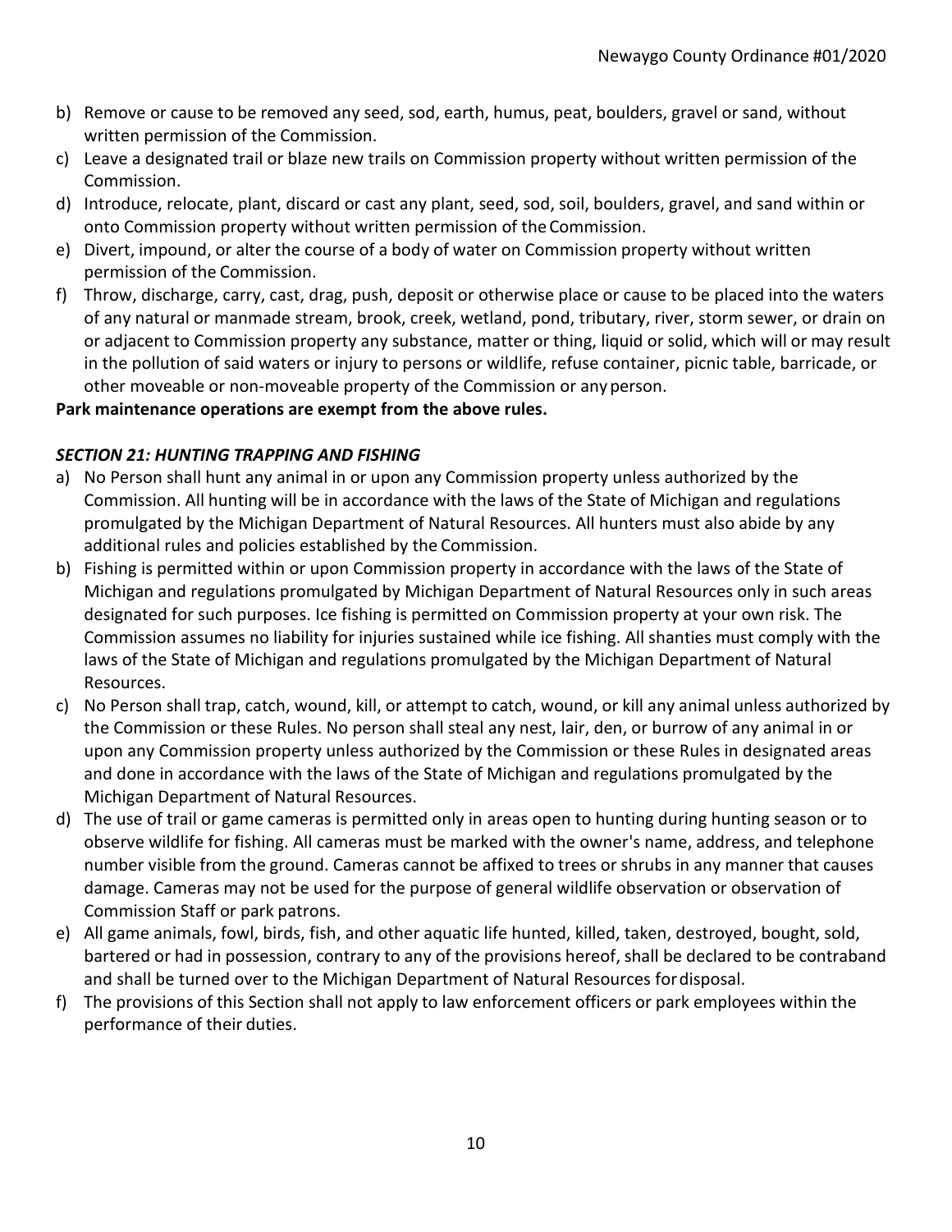b) Remove or cause to be removed any seed, sod, earth, humus, peat, boulders, gravel or sand, without written permission of the Commission.
c) Leave a designated trail or blaze new trails on Commission property without written permission of the Commission.
d) Introduce, relocate, plant, discard or cast any plant, seed, sod, soil, boulders, gravel, and sand within or onto Commission property without written permission of the Commission.
e) Divert, impound, or alter the course of a body of water on Commission property without written permission of the Commission.
f) Throw, discharge, carry, cast, drag, push, deposit or otherwise place or cause to be placed into the waters of any natural or manmade stream, brook, creek, wetland, pond, tributary, river, storm sewer, or drain on or adjacent to Commission property any substance, matter or thing, liquid or solid, which will or may result in the pollution of said waters or injury to persons or wildlife, refuse container, picnic table, barricade, or other moveable or non-moveable property of the Commission or any person.

**Park maintenance operations are exempt from the above rules.**

### *SECTION 21: HUNTING TRAPPING AND FISHING*

a) No Person shall hunt any animal in or upon any Commission property unless authorized by the Commission. All hunting will be in accordance with the laws of the State of Michigan and regulations promulgated by the Michigan Department of Natural Resources. All hunters must also abide by any additional rules and policies established by the Commission.
b) Fishing is permitted within or upon Commission property in accordance with the laws of the State of Michigan and regulations promulgated by Michigan Department of Natural Resources only in such areas designated for such purposes. Ice fishing is permitted on Commission property at your own risk. The Commission assumes no liability for injuries sustained while ice fishing. All shanties must comply with the laws of the State of Michigan and regulations promulgated by the Michigan Department of Natural Resources.
c) No Person shall trap, catch, wound, kill, or attempt to catch, wound, or kill any animal unless authorized by the Commission or these Rules. No person shall steal any nest, lair, den, or burrow of any animal in or upon any Commission property unless authorized by the Commission or these Rules in designated areas and done in accordance with the laws of the State of Michigan and regulations promulgated by the Michigan Department of Natural Resources.
d) The use of trail or game cameras is permitted only in areas open to hunting during hunting season or to observe wildlife for fishing. All cameras must be marked with the owner's name, address, and telephone number visible from the ground. Cameras cannot be affixed to trees or shrubs in any manner that causes damage. Cameras may not be used for the purpose of general wildlife observation or observation of Commission Staff or park patrons.
e) All game animals, fowl, birds, fish, and other aquatic life hunted, killed, taken, destroyed, bought, sold, bartered or had in possession, contrary to any of the provisions hereof, shall be declared to be contraband and shall be turned over to the Michigan Department of Natural Resources for disposal.
f) The provisions of this Section shall not apply to law enforcement officers or park employees within the performance of their duties.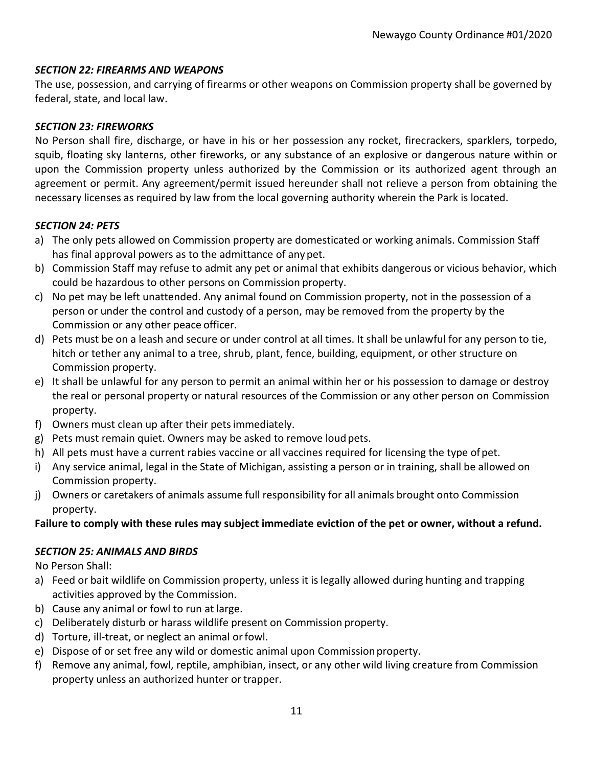### *SECTION 22: FIREARMS AND WEAPONS*

The use, possession, and carrying of firearms or other weapons on Commission property shall be governed by federal, state, and local law.

### *SECTION 23: FIREWORKS*

No Person shall fire, discharge, or have in his or her possession any rocket, firecrackers, sparklers, torpedo, squib, floating sky lanterns, other fireworks, or any substance of an explosive or dangerous nature within or upon the Commission property unless authorized by the Commission or its authorized agent through an agreement or permit. Any agreement/permit issued hereunder shall not relieve a person from obtaining the necessary licenses as required by law from the local governing authority wherein the Park is located.

### *SECTION 24: PETS*

a) The only pets allowed on Commission property are domesticated or working animals. Commission Staff has final approval powers as to the admittance of any pet.
b) Commission Staff may refuse to admit any pet or animal that exhibits dangerous or vicious behavior, which could be hazardous to other persons on Commission property.
c) No pet may be left unattended. Any animal found on Commission property, not in the possession of a person or under the control and custody of a person, may be removed from the property by the Commission or any other peace officer.
d) Pets must be on a leash and secure or under control at all times. It shall be unlawful for any person to tie, hitch or tether any animal to a tree, shrub, plant, fence, building, equipment, or other structure on Commission property.
e) It shall be unlawful for any person to permit an animal within her or his possession to damage or destroy the real or personal property or natural resources of the Commission or any other person on Commission property.
f) Owners must clean up after their pets immediately.
g) Pets must remain quiet. Owners may be asked to remove loud pets.
h) All pets must have a current rabies vaccine or all vaccines required for licensing the type of pet.
i) Any service animal, legal in the State of Michigan, assisting a person or in training, shall be allowed on Commission property.
j) Owners or caretakers of animals assume full responsibility for all animals brought onto Commission property.

**Failure to comply with these rules may subject immediate eviction of the pet or owner, without a refund.**

### *SECTION 25: ANIMALS AND BIRDS*

No Person Shall:

a) Feed or bait wildlife on Commission property, unless it is legally allowed during hunting and trapping activities approved by the Commission.
b) Cause any animal or fowl to run at large.
c) Deliberately disturb or harass wildlife present on Commission property.
d) Torture, ill-treat, or neglect an animal or fowl.
e) Dispose of or set free any wild or domestic animal upon Commission property.
f) Remove any animal, fowl, reptile, amphibian, insect, or any other wild living creature from Commission property unless an authorized hunter or trapper.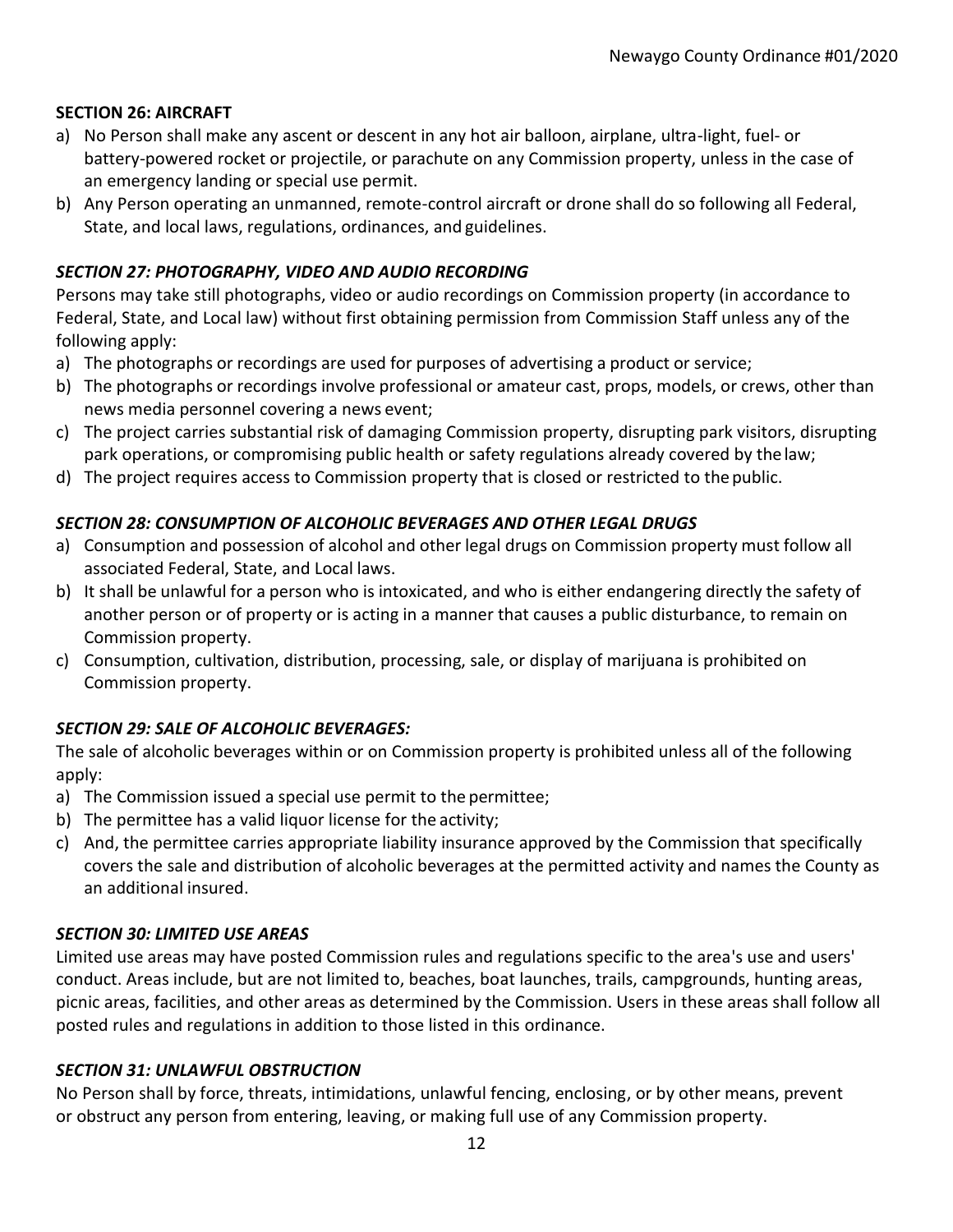**SECTION 26: AIRCRAFT**

a) No Person shall make any ascent or descent in any hot air balloon, airplane, ultra-light, fuel- or battery-powered rocket or projectile, or parachute on any Commission property, unless in the case of an emergency landing or special use permit.
b) Any Person operating an unmanned, remote-control aircraft or drone shall do so following all Federal, State, and local laws, regulations, ordinances, and guidelines.

***SECTION 27: PHOTOGRAPHY, VIDEO AND AUDIO RECORDING***

Persons may take still photographs, video or audio recordings on Commission property (in accordance to Federal, State, and Local law) without first obtaining permission from Commission Staff unless any of the following apply:

a) The photographs or recordings are used for purposes of advertising a product or service;
b) The photographs or recordings involve professional or amateur cast, props, models, or crews, other than news media personnel covering a news event;
c) The project carries substantial risk of damaging Commission property, disrupting park visitors, disrupting park operations, or compromising public health or safety regulations already covered by the law;
d) The project requires access to Commission property that is closed or restricted to the public.

***SECTION 28: CONSUMPTION OF ALCOHOLIC BEVERAGES AND OTHER LEGAL DRUGS***

a) Consumption and possession of alcohol and other legal drugs on Commission property must follow all associated Federal, State, and Local laws.
b) It shall be unlawful for a person who is intoxicated, and who is either endangering directly the safety of another person or of property or is acting in a manner that causes a public disturbance, to remain on Commission property.
c) Consumption, cultivation, distribution, processing, sale, or display of marijuana is prohibited on Commission property.

***SECTION 29: SALE OF ALCOHOLIC BEVERAGES:***

The sale of alcoholic beverages within or on Commission property is prohibited unless all of the following apply:

a) The Commission issued a special use permit to the permittee;
b) The permittee has a valid liquor license for the activity;
c) And, the permittee carries appropriate liability insurance approved by the Commission that specifically covers the sale and distribution of alcoholic beverages at the permitted activity and names the County as an additional insured.

***SECTION 30: LIMITED USE AREAS***

Limited use areas may have posted Commission rules and regulations specific to the area's use and users' conduct. Areas include, but are not limited to, beaches, boat launches, trails, campgrounds, hunting areas, picnic areas, facilities, and other areas as determined by the Commission. Users in these areas shall follow all posted rules and regulations in addition to those listed in this ordinance.

***SECTION 31: UNLAWFUL OBSTRUCTION***

No Person shall by force, threats, intimidations, unlawful fencing, enclosing, or by other means, prevent or obstruct any person from entering, leaving, or making full use of any Commission property.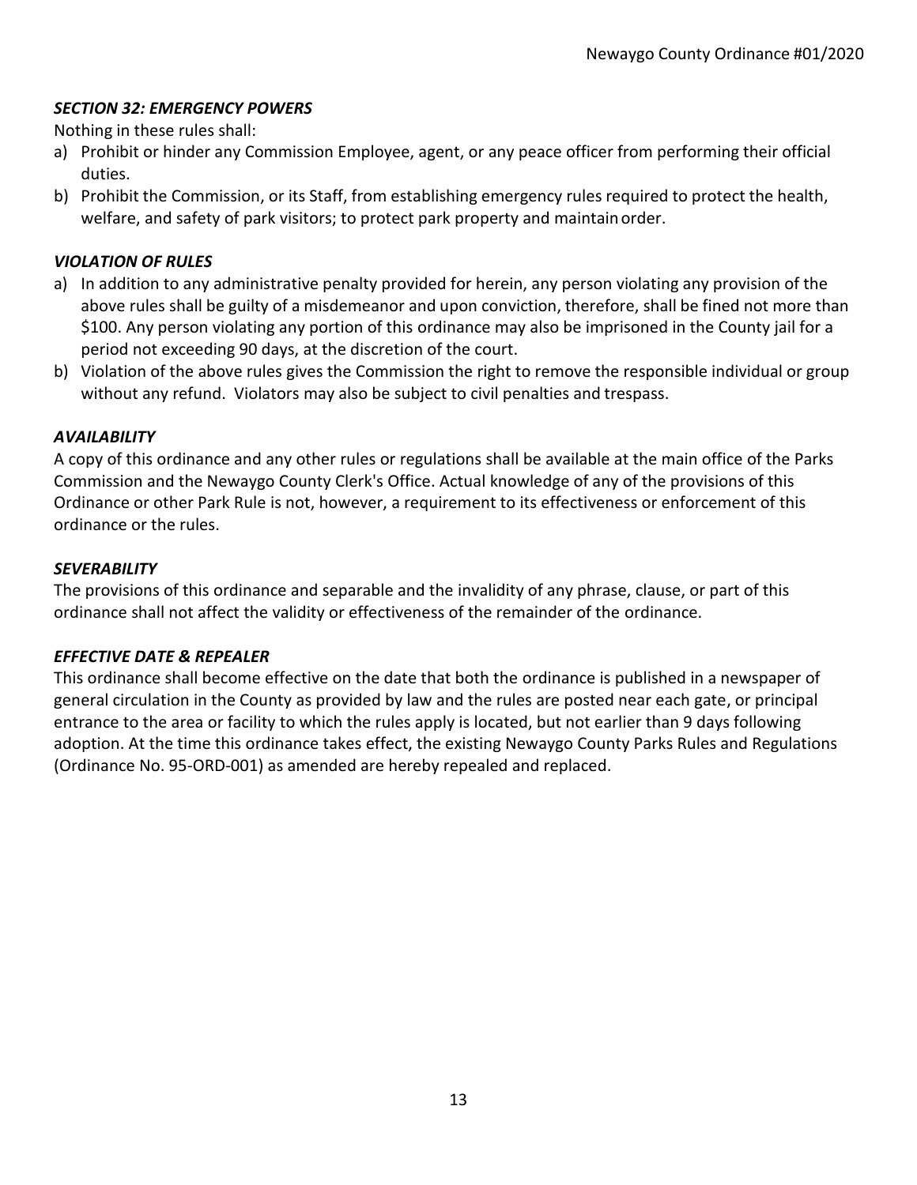### *SECTION 32: EMERGENCY POWERS*

Nothing in these rules shall:

a) Prohibit or hinder any Commission Employee, agent, or any peace officer from performing their official duties.
b) Prohibit the Commission, or its Staff, from establishing emergency rules required to protect the health, welfare, and safety of park visitors; to protect park property and maintain order.

### *VIOLATION OF RULES*

a) In addition to any administrative penalty provided for herein, any person violating any provision of the above rules shall be guilty of a misdemeanor and upon conviction, therefore, shall be fined not more than $100. Any person violating any portion of this ordinance may also be imprisoned in the County jail for a period not exceeding 90 days, at the discretion of the court.
b) Violation of the above rules gives the Commission the right to remove the responsible individual or group without any refund. Violators may also be subject to civil penalties and trespass.

### *AVAILABILITY*

A copy of this ordinance and any other rules or regulations shall be available at the main office of the Parks Commission and the Newaygo County Clerk's Office. Actual knowledge of any of the provisions of this Ordinance or other Park Rule is not, however, a requirement to its effectiveness or enforcement of this ordinance or the rules.

### *SEVERABILITY*

The provisions of this ordinance and separable and the invalidity of any phrase, clause, or part of this ordinance shall not affect the validity or effectiveness of the remainder of the ordinance.

### *EFFECTIVE DATE & REPEALER*

This ordinance shall become effective on the date that both the ordinance is published in a newspaper of general circulation in the County as provided by law and the rules are posted near each gate, or principal entrance to the area or facility to which the rules apply is located, but not earlier than 9 days following adoption. At the time this ordinance takes effect, the existing Newaygo County Parks Rules and Regulations (Ordinance No. 95-ORD-001) as amended are hereby repealed and replaced.